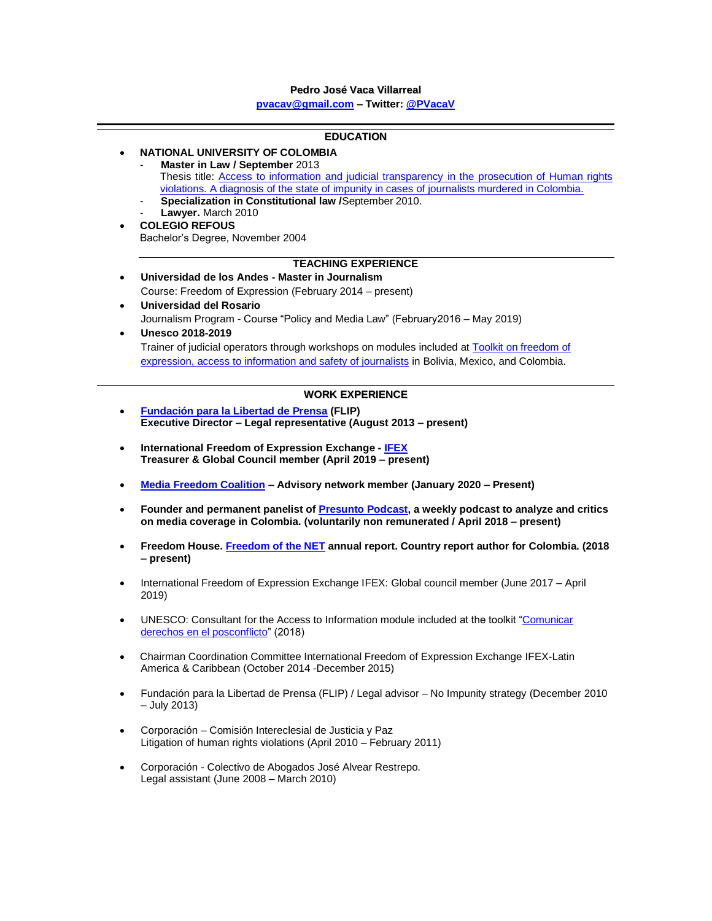**Pedro José Vaca Villarreal**

**pvacav@gmail.com – Twitter: @PVacaV**

## EDUCATION

- **NATIONAL UNIVERSITY OF COLOMBIA**
  - **Master in Law / September** 2013
    Thesis title: Access to information and judicial transparency in the prosecution of Human rights violations. A diagnosis of the state of impunity in cases of journalists murdered in Colombia.
  - **Specialization in Constitutional law /**September 2010.
  - **Lawyer.** March 2010
- **COLEGIO REFOUS**
  Bachelor's Degree, November 2004

## TEACHING EXPERIENCE

- **Universidad de los Andes - Master in Journalism**
  Course: Freedom of Expression (February 2014 – present)
- **Universidad del Rosario**
  Journalism Program - Course "Policy and Media Law" (February2016 – May 2019)
- **Unesco 2018-2019**
  Trainer of judicial operators through workshops on modules included at Toolkit on freedom of expression, access to information and safety of journalists in Bolivia, Mexico, and Colombia.

## WORK EXPERIENCE

- **Fundación para la Libertad de Prensa (FLIP)**
  **Executive Director – Legal representative (August 2013 – present)**

- **International Freedom of Expression Exchange - IFEX**
  **Treasurer & Global Council member (April 2019 – present)**

- **Media Freedom Coalition – Advisory network member (January 2020 – Present)**

- **Founder and permanent panelist of Presunto Podcast, a weekly podcast to analyze and critics on media coverage in Colombia. (voluntarily non remunerated / April 2018 – present)**

- **Freedom House. Freedom of the NET annual report. Country report author for Colombia. (2018 – present)**

- International Freedom of Expression Exchange IFEX: Global council member (June 2017 – April 2019)

- UNESCO: Consultant for the Access to Information module included at the toolkit "Comunicar derechos en el posconflicto" (2018)

- Chairman Coordination Committee International Freedom of Expression Exchange IFEX-Latin America & Caribbean (October 2014 -December 2015)

- Fundación para la Libertad de Prensa (FLIP) / Legal advisor – No Impunity strategy (December 2010 – July 2013)

- Corporación – Comisión Intereclesial de Justicia y Paz
  Litigation of human rights violations (April 2010 – February 2011)

- Corporación - Colectivo de Abogados José Alvear Restrepo.
  Legal assistant (June 2008 – March 2010)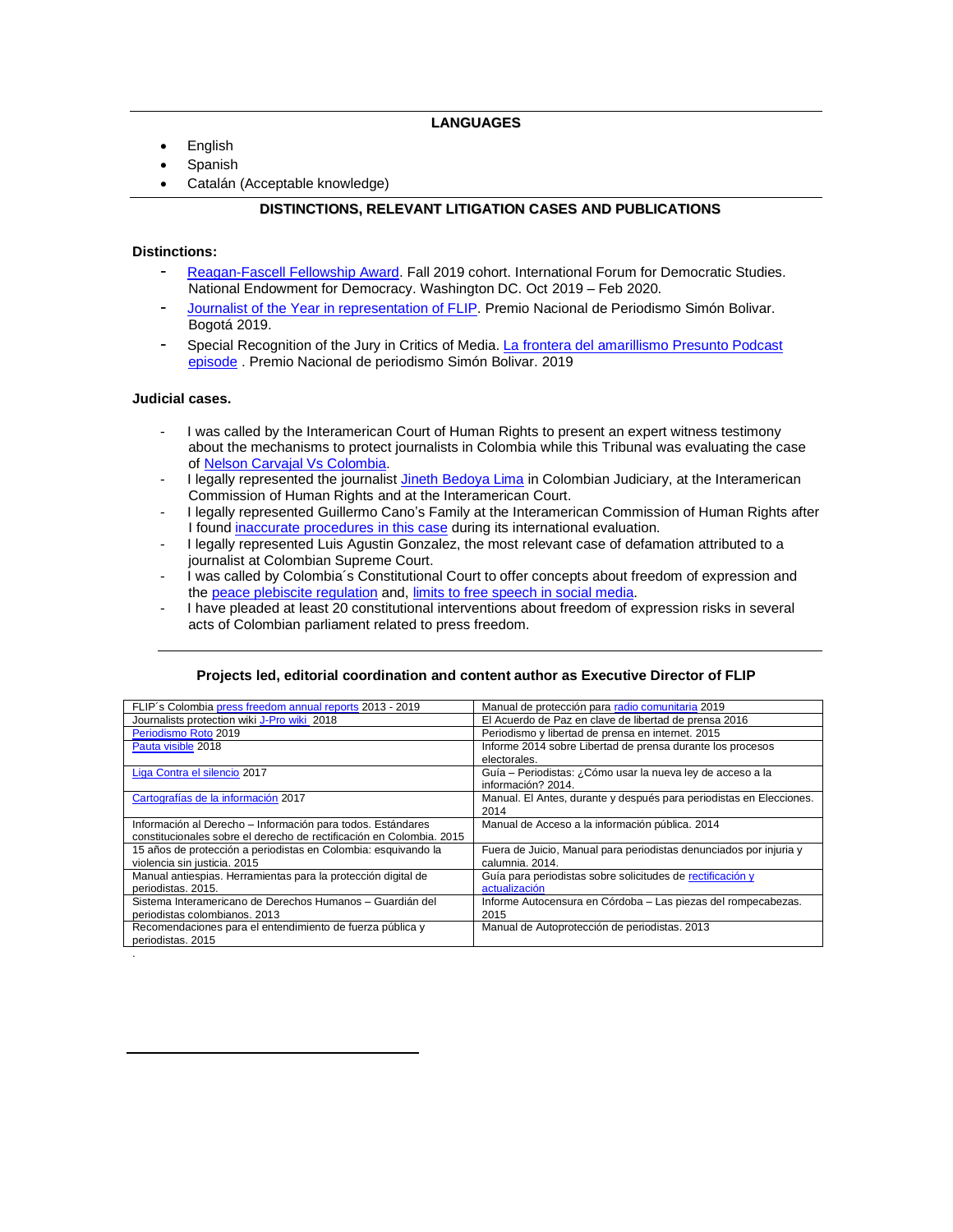## LANGUAGES

- English
- Spanish
- Catalán (Acceptable knowledge)

## DISTINCTIONS, RELEVANT LITIGATION CASES AND PUBLICATIONS

**Distinctions:**

- Reagan-Fascell Fellowship Award. Fall 2019 cohort. International Forum for Democratic Studies. National Endowment for Democracy. Washington DC. Oct 2019 – Feb 2020.
- Journalist of the Year in representation of FLIP. Premio Nacional de Periodismo Simón Bolivar. Bogotá 2019.
- Special Recognition of the Jury in Critics of Media. La frontera del amarillismo Presunto Podcast episode . Premio Nacional de periodismo Simón Bolivar. 2019

**Judicial cases.**

- I was called by the Interamerican Court of Human Rights to present an expert witness testimony about the mechanisms to protect journalists in Colombia while this Tribunal was evaluating the case of Nelson Carvajal Vs Colombia.
- I legally represented the journalist Jineth Bedoya Lima in Colombian Judiciary, at the Interamerican Commission of Human Rights and at the Interamerican Court.
- I legally represented Guillermo Cano's Family at the Interamerican Commission of Human Rights after I found inaccurate procedures in this case during its international evaluation.
- I legally represented Luis Agustin Gonzalez, the most relevant case of defamation attributed to a journalist at Colombian Supreme Court.
- I was called by Colombia´s Constitutional Court to offer concepts about freedom of expression and the peace plebiscite regulation and, limits to free speech in social media.
- I have pleaded at least 20 constitutional interventions about freedom of expression risks in several acts of Colombian parliament related to press freedom.

### Projects led, editorial coordination and content author as Executive Director of FLIP

| | |
|---|---|
| FLIP´s Colombia press freedom annual reports 2013 - 2019 | Manual de protección para radio comunitaria 2019 |
| Journalists protection wiki J-Pro wiki 2018 | El Acuerdo de Paz en clave de libertad de prensa 2016 |
| Periodismo Roto 2019 | Periodismo y libertad de prensa en internet. 2015 |
| Pauta visible 2018 | Informe 2014 sobre Libertad de prensa durante los procesos electorales. |
| Liga Contra el silencio 2017 | Guía – Periodistas: ¿Cómo usar la nueva ley de acceso a la información? 2014. |
| Cartografías de la información 2017 | Manual. El Antes, durante y después para periodistas en Elecciones. 2014 |
| Información al Derecho – Información para todos. Estándares constitucionales sobre el derecho de rectificación en Colombia. 2015 | Manual de Acceso a la información pública. 2014 |
| 15 años de protección a periodistas en Colombia: esquivando la violencia sin justicia. 2015 | Fuera de Juicio, Manual para periodistas denunciados por injuria y calumnia. 2014. |
| Manual antiespias. Herramientas para la protección digital de periodistas. 2015. | Guía para periodistas sobre solicitudes de rectificación y actualización |
| Sistema Interamericano de Derechos Humanos – Guardián del periodistas colombianos. 2013 | Informe Autocensura en Córdoba – Las piezas del rompecabezas. 2015 |
| Recomendaciones para el entendimiento de fuerza pública y periodistas. 2015 | Manual de Autoprotección de periodistas. 2013 |